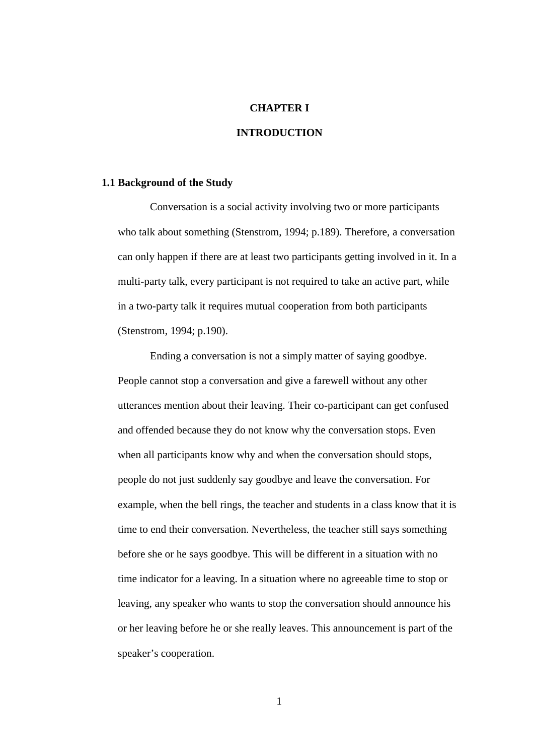# CHAPTER I

# INTRODUCTION

## 1.1 Background of the Study

Conversation is a social activity involving two or more participants who talk about something (Stenstrom, 1994; p.189). Therefore, a conversation can only happen if there are at least two participants getting involved in it. In a multi-party talk, every participant is not required to take an active part, while in a two-party talk it requires mutual cooperation from both participants (Stenstrom, 1994; p.190).

Ending a conversation is not a simply matter of saying goodbye. People cannot stop a conversation and give a farewell without any other utterances mention about their leaving. Their co-participant can get confused and offended because they do not know why the conversation stops. Even when all participants know why and when the conversation should stops, people do not just suddenly say goodbye and leave the conversation. For example, when the bell rings, the teacher and students in a class know that it is time to end their conversation. Nevertheless, the teacher still says something before she or he says goodbye. This will be different in a situation with no time indicator for a leaving. In a situation where no agreeable time to stop or leaving, any speaker who wants to stop the conversation should announce his or her leaving before he or she really leaves. This announcement is part of the speaker's cooperation.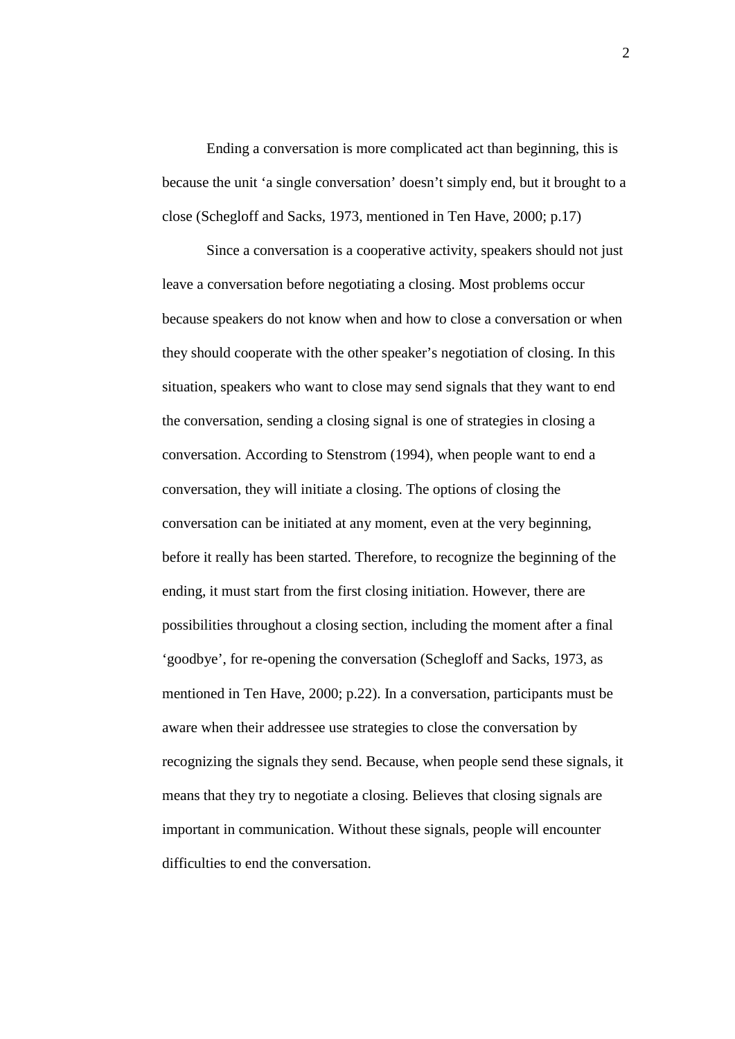Ending a conversation is more complicated act than beginning, this is because the unit 'a single conversation' doesn't simply end, but it brought to a close (Schegloff and Sacks, 1973, mentioned in Ten Have, 2000; p.17)

Since a conversation is a cooperative activity, speakers should not just leave a conversation before negotiating a closing. Most problems occur because speakers do not know when and how to close a conversation or when they should cooperate with the other speaker's negotiation of closing. In this situation, speakers who want to close may send signals that they want to end the conversation, sending a closing signal is one of strategies in closing a conversation. According to Stenstrom (1994), when people want to end a conversation, they will initiate a closing. The options of closing the conversation can be initiated at any moment, even at the very beginning, before it really has been started. Therefore, to recognize the beginning of the ending, it must start from the first closing initiation. However, there are possibilities throughout a closing section, including the moment after a final 'goodbye', for re-opening the conversation (Schegloff and Sacks, 1973, as mentioned in Ten Have, 2000; p.22). In a conversation, participants must be aware when their addressee use strategies to close the conversation by recognizing the signals they send. Because, when people send these signals, it means that they try to negotiate a closing. Believes that closing signals are important in communication. Without these signals, people will encounter difficulties to end the conversation.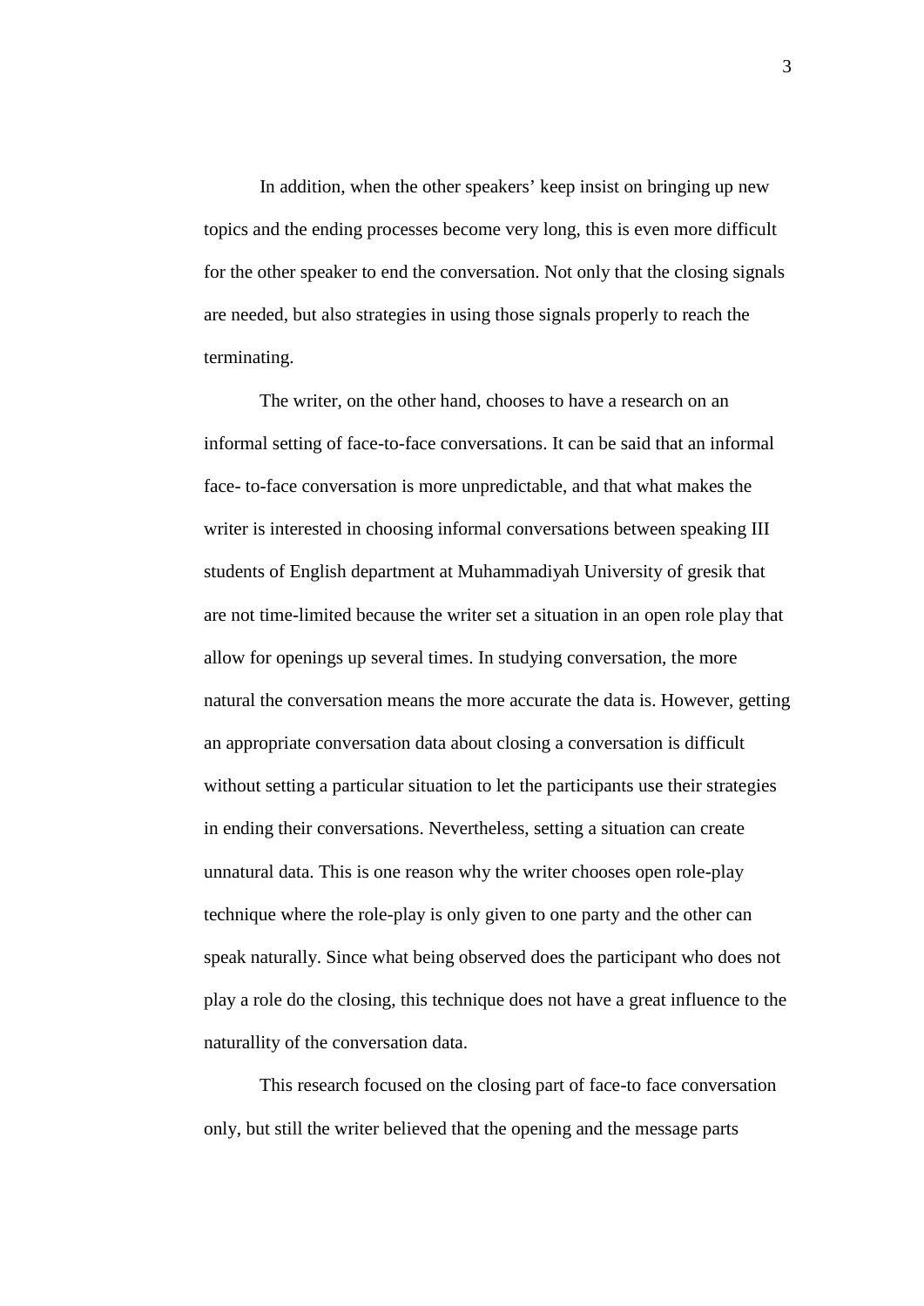In addition, when the other speakers' keep insist on bringing up new topics and the ending processes become very long, this is even more difficult for the other speaker to end the conversation. Not only that the closing signals are needed, but also strategies in using those signals properly to reach the terminating.

The writer, on the other hand, chooses to have a research on an informal setting of face-to-face conversations. It can be said that an informal face- to-face conversation is more unpredictable, and that what makes the writer is interested in choosing informal conversations between speaking III students of English department at Muhammadiyah University of gresik that are not time-limited because the writer set a situation in an open role play that allow for openings up several times. In studying conversation, the more natural the conversation means the more accurate the data is. However, getting an appropriate conversation data about closing a conversation is difficult without setting a particular situation to let the participants use their strategies in ending their conversations. Nevertheless, setting a situation can create unnatural data. This is one reason why the writer chooses open role-play technique where the role-play is only given to one party and the other can speak naturally. Since what being observed does the participant who does not play a role do the closing, this technique does not have a great influence to the naturallity of the conversation data.

This research focused on the closing part of face-to face conversation only, but still the writer believed that the opening and the message parts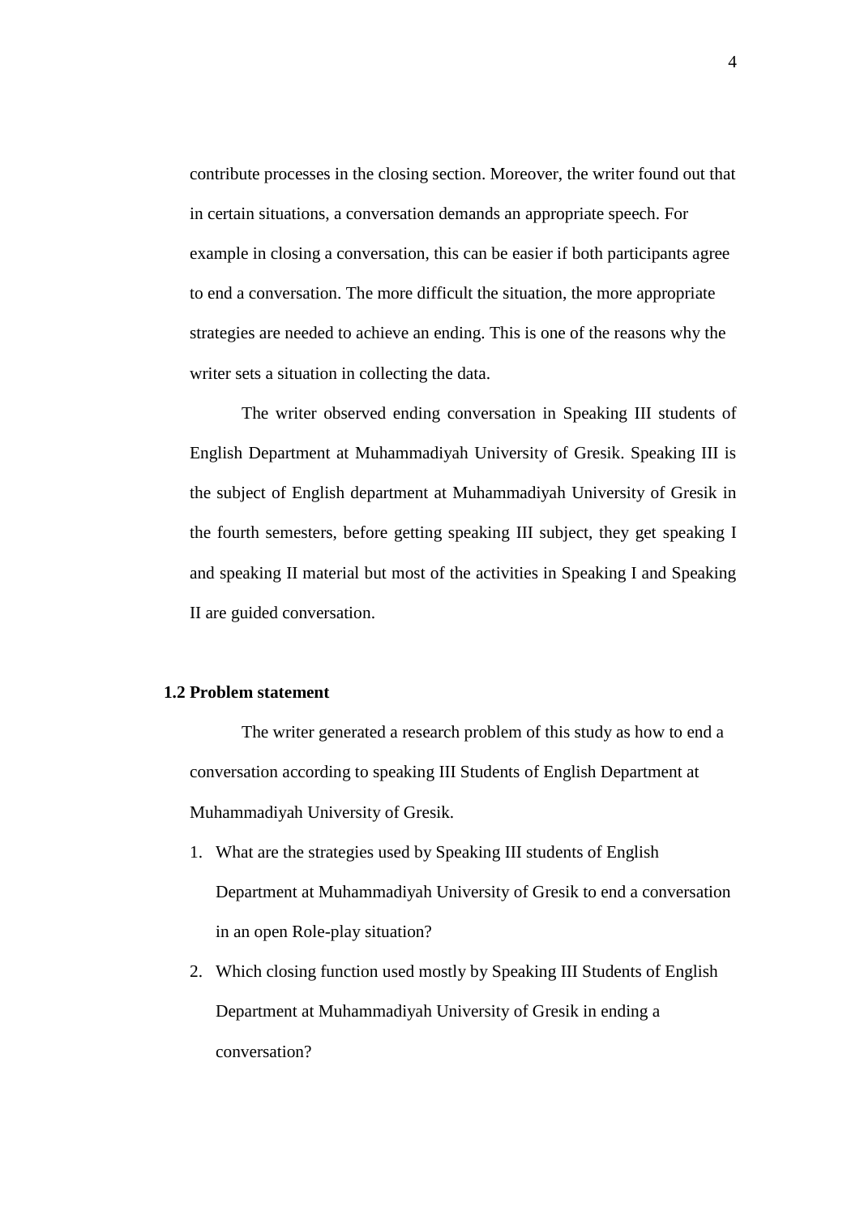contribute processes in the closing section. Moreover, the writer found out that in certain situations, a conversation demands an appropriate speech. For example in closing a conversation, this can be easier if both participants agree to end a conversation. The more difficult the situation, the more appropriate strategies are needed to achieve an ending. This is one of the reasons why the writer sets a situation in collecting the data.

The writer observed ending conversation in Speaking III students of English Department at Muhammadiyah University of Gresik. Speaking III is the subject of English department at Muhammadiyah University of Gresik in the fourth semesters, before getting speaking III subject, they get speaking I and speaking II material but most of the activities in Speaking I and Speaking II are guided conversation.

## 1.2 Problem statement

The writer generated a research problem of this study as how to end a conversation according to speaking III Students of English Department at Muhammadiyah University of Gresik.

1. What are the strategies used by Speaking III students of English Department at Muhammadiyah University of Gresik to end a conversation in an open Role-play situation?
2. Which closing function used mostly by Speaking III Students of English Department at Muhammadiyah University of Gresik in ending a conversation?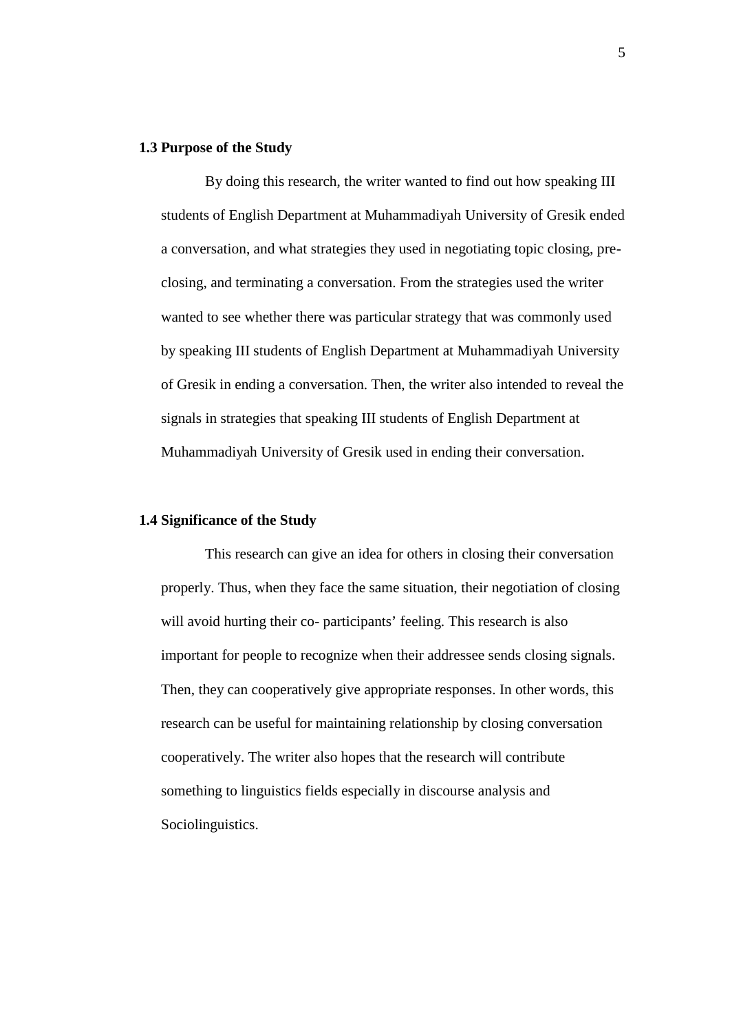## 1.3 Purpose of the Study

By doing this research, the writer wanted to find out how speaking III students of English Department at Muhammadiyah University of Gresik ended a conversation, and what strategies they used in negotiating topic closing, pre-closing, and terminating a conversation. From the strategies used the writer wanted to see whether there was particular strategy that was commonly used by speaking III students of English Department at Muhammadiyah University of Gresik in ending a conversation. Then, the writer also intended to reveal the signals in strategies that speaking III students of English Department at Muhammadiyah University of Gresik used in ending their conversation.

## 1.4 Significance of the Study

This research can give an idea for others in closing their conversation properly. Thus, when they face the same situation, their negotiation of closing will avoid hurting their co- participants' feeling. This research is also important for people to recognize when their addressee sends closing signals. Then, they can cooperatively give appropriate responses. In other words, this research can be useful for maintaining relationship by closing conversation cooperatively. The writer also hopes that the research will contribute something to linguistics fields especially in discourse analysis and Sociolinguistics.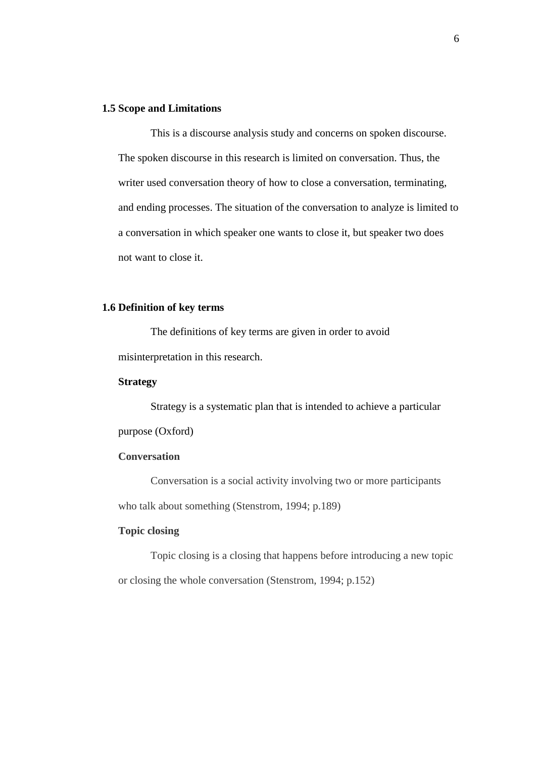## 1.5 Scope and Limitations

This is a discourse analysis study and concerns on spoken discourse. The spoken discourse in this research is limited on conversation. Thus, the writer used conversation theory of how to close a conversation, terminating, and ending processes. The situation of the conversation to analyze is limited to a conversation in which speaker one wants to close it, but speaker two does not want to close it.

## 1.6 Definition of key terms

The definitions of key terms are given in order to avoid misinterpretation in this research.

**Strategy**

Strategy is a systematic plan that is intended to achieve a particular purpose (Oxford)

**Conversation**

Conversation is a social activity involving two or more participants who talk about something (Stenstrom, 1994; p.189)

**Topic closing**

Topic closing is a closing that happens before introducing a new topic or closing the whole conversation (Stenstrom, 1994; p.152)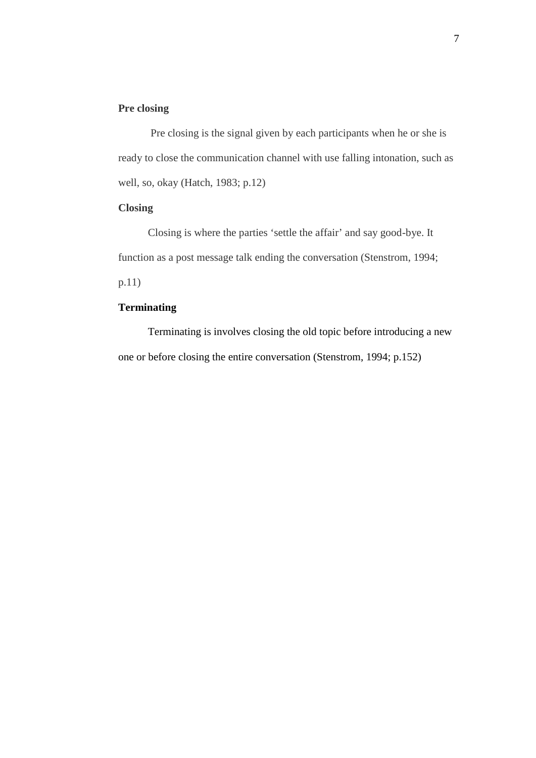**Pre closing**

Pre closing is the signal given by each participants when he or she is ready to close the communication channel with use falling intonation, such as well, so, okay (Hatch, 1983; p.12)

**Closing**

Closing is where the parties 'settle the affair' and say good-bye. It function as a post message talk ending the conversation (Stenstrom, 1994; p.11)

**Terminating**

Terminating is involves closing the old topic before introducing a new one or before closing the entire conversation (Stenstrom, 1994; p.152)